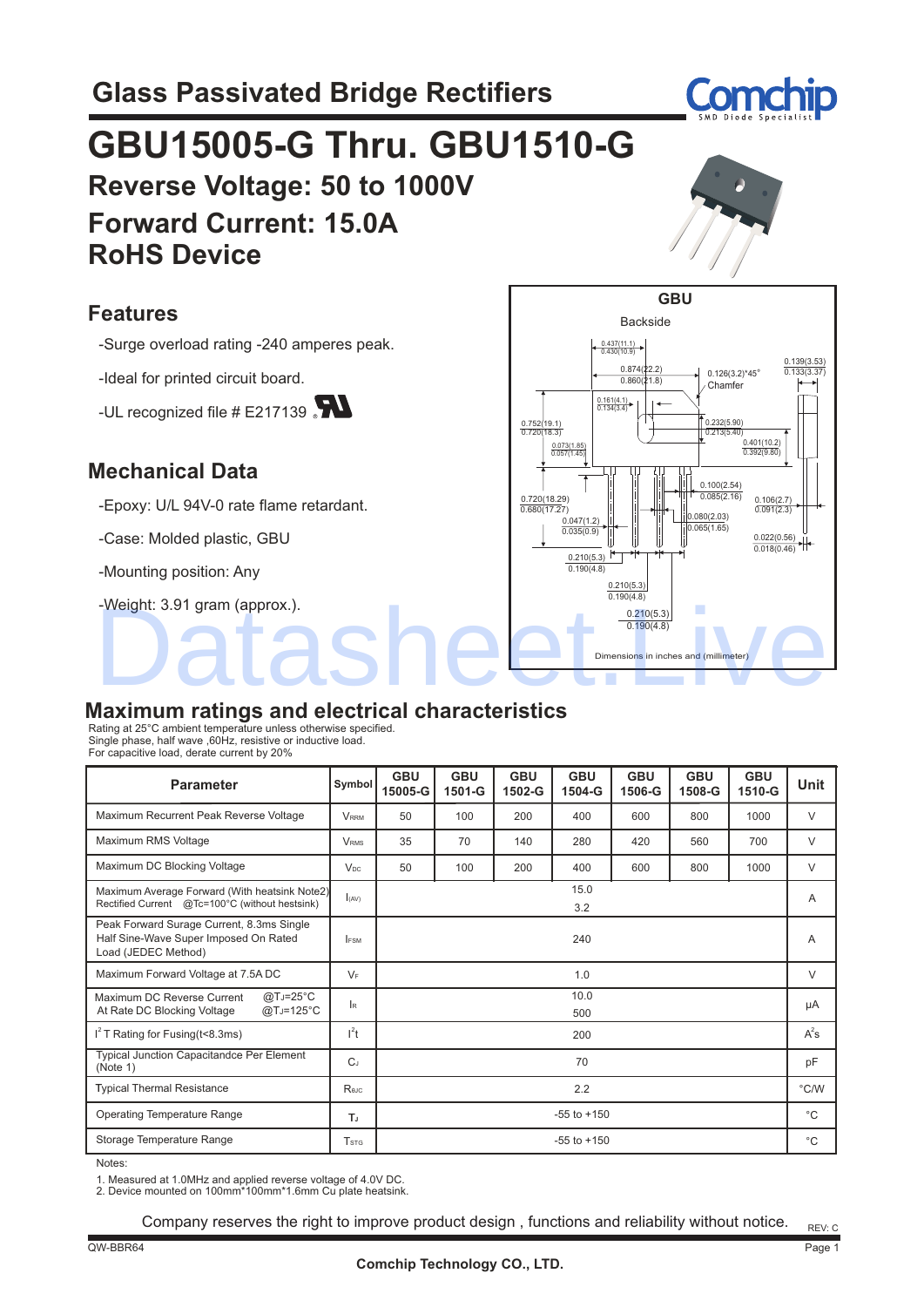# Glass Passivated Bridge Rectifiers

# GBU15005-G Thru. GBU1510-G

## Reverse Voltage: 50 to 1000V

## Forward Current: 15.0A

## RoHS Device

## Features

- -Surge overload rating -240 amperes peak.
- -Ideal for printed circuit board.
- -UL recognized file # E217139

## Mechanical Data

- -Epoxy: U/L 94V-0 rate flame retardant.
- -Case: Molded plastic, GBU
- -Mounting position: Any
- -Weight: 3.91 gram (approx.).

GBU

Backside

0.437(11.1) 0.430(10.9)
0.874(22.2) 0.860(21.8)
0.126(3.2)*45° Chamfer
0.139(3.53) 0.133(3.37)
0.161(4.1) 0.134(3.4)
0.752(19.1) 0.720(18.3)
0.232(5.90) 0.213(5.40)
0.073(1.85) 0.057(1.45)
0.401(10.2) 0.392(9.80)
0.100(2.54) 0.085(2.16)
0.720(18.29) 0.680(17.27)
0.106(2.7) 0.091(2.3)
0.080(2.03) 0.065(1.65)
0.047(1.2) 0.035(0.9)
0.022(0.56) 0.018(0.46)
0.210(5.3) 0.190(4.8)
0.210(5.3) 0.190(4.8)
0.210(5.3) 0.190(4.8)

Dimensions in inches and (millimeter)

## Maximum ratings and electrical characteristics

Rating at 25°C ambient temperature unless otherwise specified.
Single phase, half wave ,60Hz, resistive or inductive load.
For capacitive load, derate current by 20%

| Parameter | Symbol | GBU 15005-G | GBU 1501-G | GBU 1502-G | GBU 1504-G | GBU 1506-G | GBU 1508-G | GBU 1510-G | Unit |
|---|---|---|---|---|---|---|---|---|---|
| Maximum Recurrent Peak Reverse Voltage | $V_{RRM}$ | 50 | 100 | 200 | 400 | 600 | 800 | 1000 | V |
| Maximum RMS Voltage | $V_{RMS}$ | 35 | 70 | 140 | 280 | 420 | 560 | 700 | V |
| Maximum DC Blocking Voltage | $V_{DC}$ | 50 | 100 | 200 | 400 | 600 | 800 | 1000 | V |
| Maximum Average Forward (With heatsink Note2) Rectified Current @Tc=100°C (without hestsink) | $I_{(AV)}$ | 15.0<br>3.2 | | | | | | | A |
| Peak Forward Surage Current, 8.3ms Single Half Sine-Wave Super Imposed On Rated Load (JEDEC Method) | $I_{FSM}$ | 240 | | | | | | | A |
| Maximum Forward Voltage at 7.5A DC | $V_F$ | 1.0 | | | | | | | V |
| Maximum DC Reverse Current At Rate DC Blocking Voltage @$T_J$=25°C / @$T_J$=125°C | $I_R$ | 10.0<br>500 | | | | | | | μA |
| $I^2T$ Rating for Fusing(t<8.3ms) | $I^2t$ | 200 | | | | | | | $A^2s$ |
| Typical Junction Capacitandce Per Element (Note 1) | $C_J$ | 70 | | | | | | | pF |
| Typical Thermal Resistance | $R_{θJC}$ | 2.2 | | | | | | | °C/W |
| Operating Temperature Range | $T_J$ | -55 to +150 | | | | | | | °C |
| Storage Temperature Range | $T_{STG}$ | -55 to +150 | | | | | | | °C |

Notes:

1. Measured at 1.0MHz and applied reverse voltage of 4.0V DC.
2. Device mounted on 100mm*100mm*1.6mm Cu plate heatsink.

Company reserves the right to improve product design , functions and reliability without notice.

REV: C

QW-BBR64

Comchip Technology CO., LTD.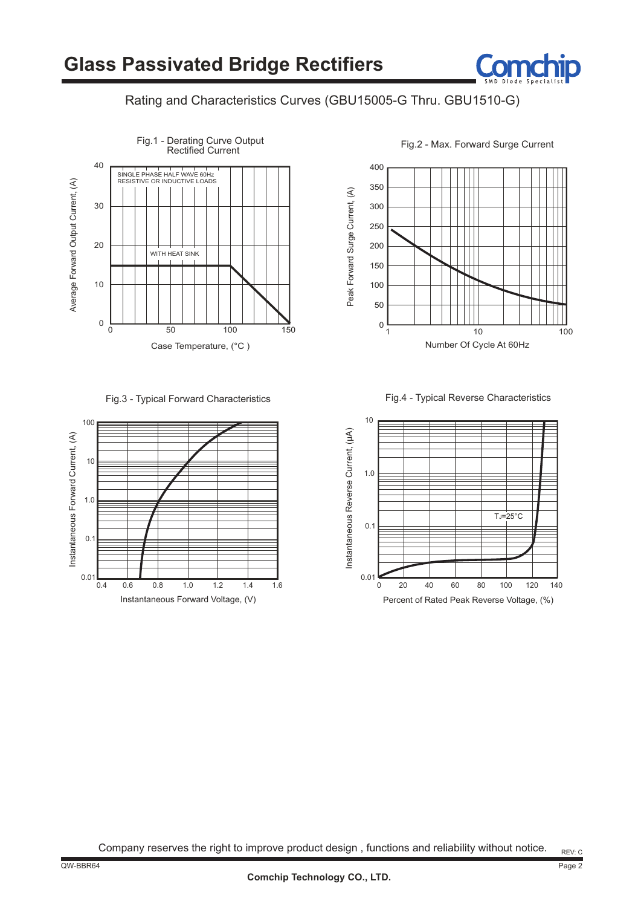# Glass Passivated Bridge Rectifiers

## Rating and Characteristics Curves (GBU15005-G Thru. GBU1510-G)

Fig.1 - Derating Curve Output Rectified Current

SINGLE PHASE HALF WAVE 60Hz
RESISTIVE OR INDUCTIVE LOADS

WITH HEAT SINK

Average Forward Output Current, (A)

Case Temperature, (°C )

Fig.2 - Max. Forward Surge Current

Peak Forward Surge Current, (A)

Number Of Cycle At 60Hz

Fig.3 - Typical Forward Characteristics

Instantaneous Forward Current, (A)

Instantaneous Forward Voltage, (V)

Fig.4 - Typical Reverse Characteristics

$T_J$=25°C

Instantaneous Reverse Current, (μA)

Percent of Rated Peak Reverse Voltage, (%)

Company reserves the right to improve product design , functions and reliability without notice.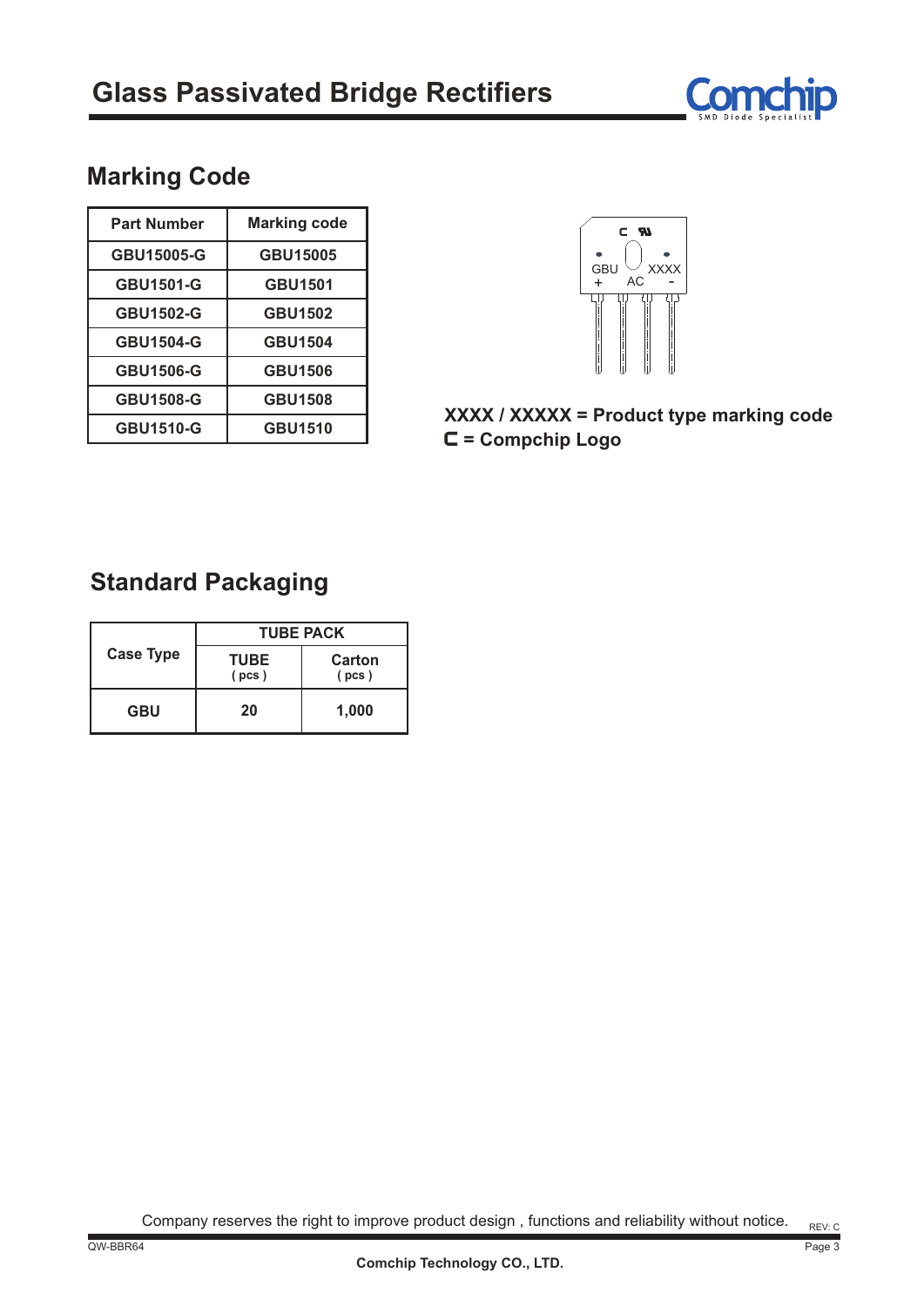# Glass Passivated Bridge Rectifiers

## Marking Code

| Part Number | Marking code |
|---|---|
| GBU15005-G | GBU15005 |
| GBU1501-G | GBU1501 |
| GBU1502-G | GBU1502 |
| GBU1504-G | GBU1504 |
| GBU1506-G | GBU1506 |
| GBU1508-G | GBU1508 |
| GBU1510-G | GBU1510 |

GBU XXXX + AC -

**XXXX / XXXXX = Product type marking code**
**C = Compchip Logo**

## Standard Packaging

| Case Type | TUBE PACK | |
|---|---|---|
| | TUBE ( pcs ) | Carton ( pcs ) |
| GBU | 20 | 1,000 |

Company reserves the right to improve product design , functions and reliability without notice.

REV: C

QW-BBR64

Comchip Technology CO., LTD.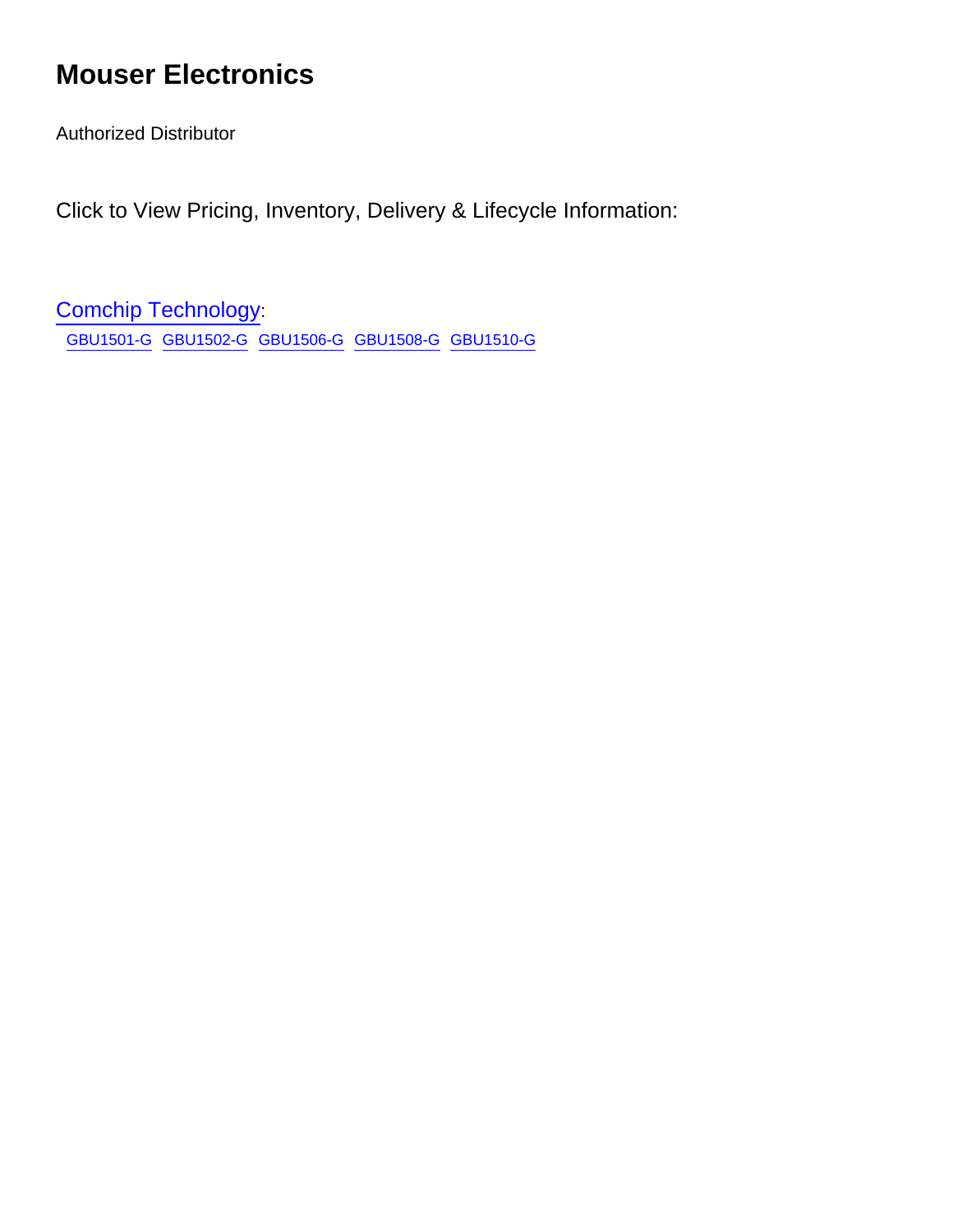# Mouser Electronics

Authorized Distributor

Click to View Pricing, Inventory, Delivery & Lifecycle Information:

Comchip Technology:

GBU1501-G GBU1502-G GBU1506-G GBU1508-G GBU1510-G